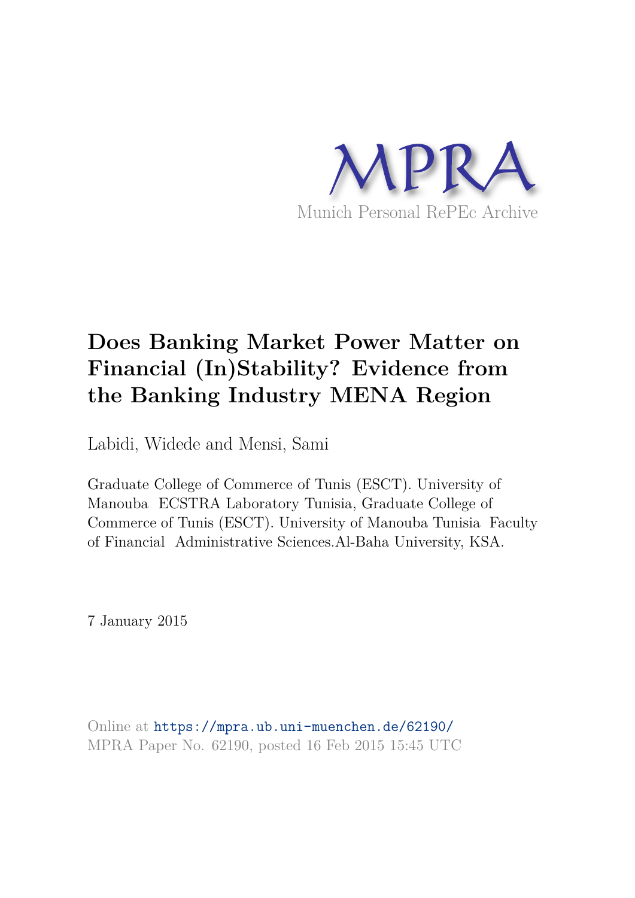MPRA

Munich Personal RePEc Archive

# Does Banking Market Power Matter on Financial (In)Stability? Evidence from the Banking Industry MENA Region

Labidi, Widede and Mensi, Sami

Graduate College of Commerce of Tunis (ESCT). University of Manouba ECSTRA Laboratory Tunisia, Graduate College of Commerce of Tunis (ESCT). University of Manouba Tunisia Faculty of Financial Administrative Sciences.Al-Baha University, KSA.

7 January 2015

Online at https://mpra.ub.uni-muenchen.de/62190/
MPRA Paper No. 62190, posted 16 Feb 2015 15:45 UTC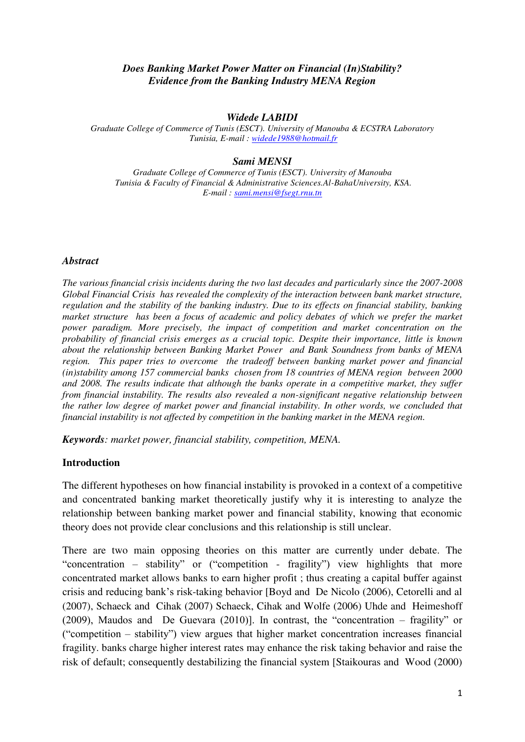*Does Banking Market Power Matter on Financial (In)Stability?*
*Evidence from the Banking Industry MENA Region*

***Widede LABIDI***

*Graduate College of Commerce of Tunis (ESCT). University of Manouba & ECSTRA Laboratory Tunisia, E-mail : widede1988@hotmail.fr*

***Sami MENSI***

*Graduate College of Commerce of Tunis (ESCT). University of Manouba Tunisia & Faculty of Financial & Administrative Sciences.Al-BahaUniversity, KSA. E-mail : sami.mensi@fsegt.rnu.tn*

### *Abstract*

*The various financial crisis incidents during the two last decades and particularly since the 2007-2008 Global Financial Crisis has revealed the complexity of the interaction between bank market structure, regulation and the stability of the banking industry. Due to its effects on financial stability, banking market structure has been a focus of academic and policy debates of which we prefer the market power paradigm. More precisely, the impact of competition and market concentration on the probability of financial crisis emerges as a crucial topic. Despite their importance, little is known about the relationship between Banking Market Power and Bank Soundness from banks of MENA region. This paper tries to overcome the tradeoff between banking market power and financial (in)stability among 157 commercial banks chosen from 18 countries of MENA region between 2000 and 2008. The results indicate that although the banks operate in a competitive market, they suffer from financial instability. The results also revealed a non-significant negative relationship between the rather low degree of market power and financial instability. In other words, we concluded that financial instability is not affected by competition in the banking market in the MENA region.*

***Keywords****: market power, financial stability, competition, MENA.*

## Introduction

The different hypotheses on how financial instability is provoked in a context of a competitive and concentrated banking market theoretically justify why it is interesting to analyze the relationship between banking market power and financial stability, knowing that economic theory does not provide clear conclusions and this relationship is still unclear.

There are two main opposing theories on this matter are currently under debate. The "concentration – stability" or ("competition - fragility") view highlights that more concentrated market allows banks to earn higher profit ; thus creating a capital buffer against crisis and reducing bank's risk-taking behavior [Boyd and De Nicolo (2006), Cetorelli and al (2007), Schaeck and Cihak (2007) Schaeck, Cihak and Wolfe (2006) Uhde and Heimeshoff (2009), Maudos and De Guevara (2010)]. In contrast, the "concentration – fragility" or ("competition – stability") view argues that higher market concentration increases financial fragility. banks charge higher interest rates may enhance the risk taking behavior and raise the risk of default; consequently destabilizing the financial system [Staikouras and Wood (2000)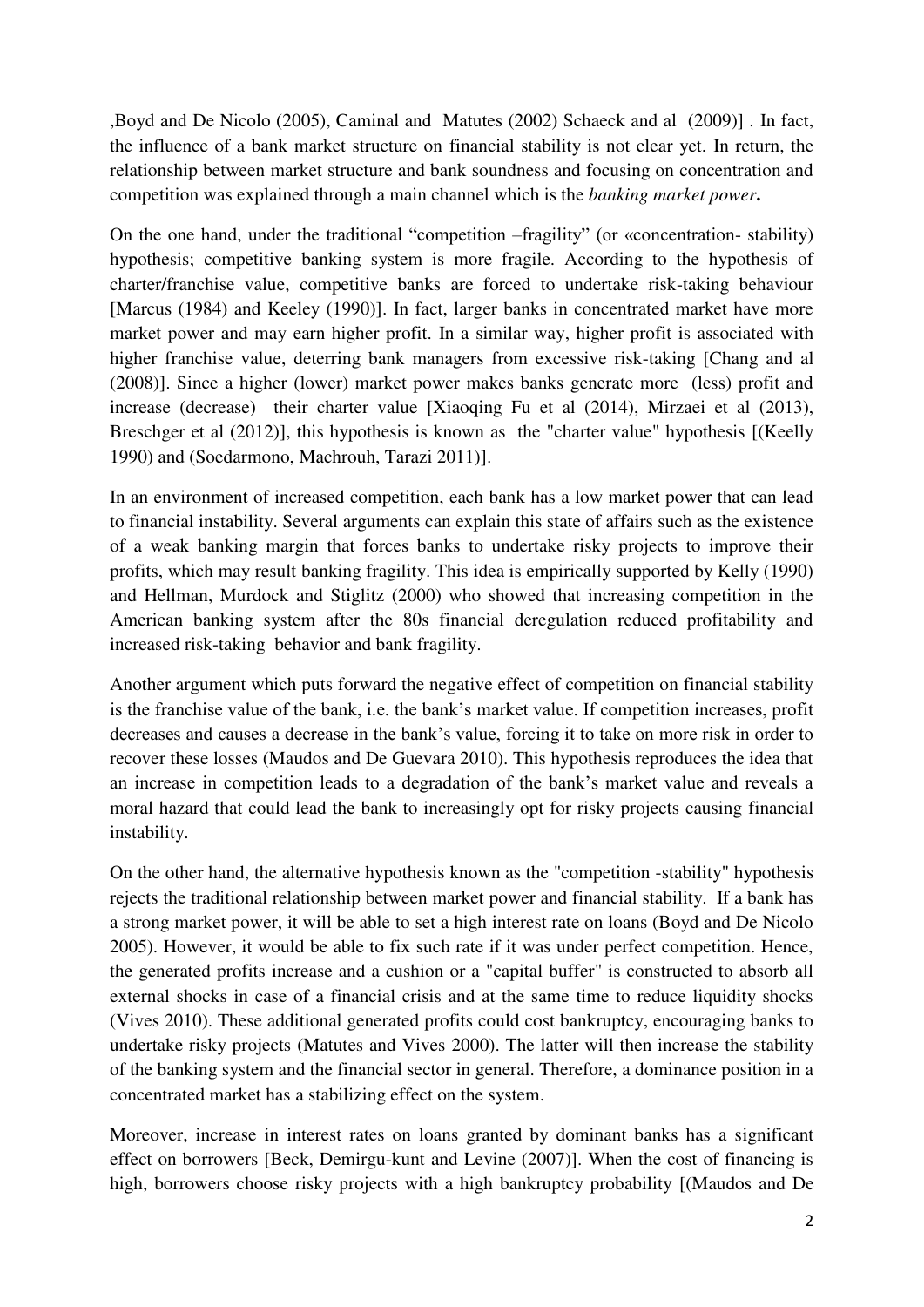,Boyd and De Nicolo (2005), Caminal and Matutes (2002) Schaeck and al (2009)] . In fact, the influence of a bank market structure on financial stability is not clear yet. In return, the relationship between market structure and bank soundness and focusing on concentration and competition was explained through a main channel which is the ***banking market power*.**

On the one hand, under the traditional "competition –fragility" (or «concentration- stability) hypothesis; competitive banking system is more fragile. According to the hypothesis of charter/franchise value, competitive banks are forced to undertake risk-taking behaviour [Marcus (1984) and Keeley (1990)]. In fact, larger banks in concentrated market have more market power and may earn higher profit. In a similar way, higher profit is associated with higher franchise value, deterring bank managers from excessive risk-taking [Chang and al (2008)]. Since a higher (lower) market power makes banks generate more (less) profit and increase (decrease) their charter value [Xiaoqing Fu et al (2014), Mirzaei et al (2013), Breschger et al (2012)], this hypothesis is known as the "charter value" hypothesis [(Keelly 1990) and (Soedarmono, Machrouh, Tarazi 2011)].

In an environment of increased competition, each bank has a low market power that can lead to financial instability. Several arguments can explain this state of affairs such as the existence of a weak banking margin that forces banks to undertake risky projects to improve their profits, which may result banking fragility. This idea is empirically supported by Kelly (1990) and Hellman, Murdock and Stiglitz (2000) who showed that increasing competition in the American banking system after the 80s financial deregulation reduced profitability and increased risk-taking behavior and bank fragility.

Another argument which puts forward the negative effect of competition on financial stability is the franchise value of the bank, i.e. the bank's market value. If competition increases, profit decreases and causes a decrease in the bank's value, forcing it to take on more risk in order to recover these losses (Maudos and De Guevara 2010). This hypothesis reproduces the idea that an increase in competition leads to a degradation of the bank's market value and reveals a moral hazard that could lead the bank to increasingly opt for risky projects causing financial instability.

On the other hand, the alternative hypothesis known as the "competition -stability" hypothesis rejects the traditional relationship between market power and financial stability. If a bank has a strong market power, it will be able to set a high interest rate on loans (Boyd and De Nicolo 2005). However, it would be able to fix such rate if it was under perfect competition. Hence, the generated profits increase and a cushion or a "capital buffer" is constructed to absorb all external shocks in case of a financial crisis and at the same time to reduce liquidity shocks (Vives 2010). These additional generated profits could cost bankruptcy, encouraging banks to undertake risky projects (Matutes and Vives 2000). The latter will then increase the stability of the banking system and the financial sector in general. Therefore, a dominance position in a concentrated market has a stabilizing effect on the system.

Moreover, increase in interest rates on loans granted by dominant banks has a significant effect on borrowers [Beck, Demirgu-kunt and Levine (2007)]. When the cost of financing is high, borrowers choose risky projects with a high bankruptcy probability [(Maudos and De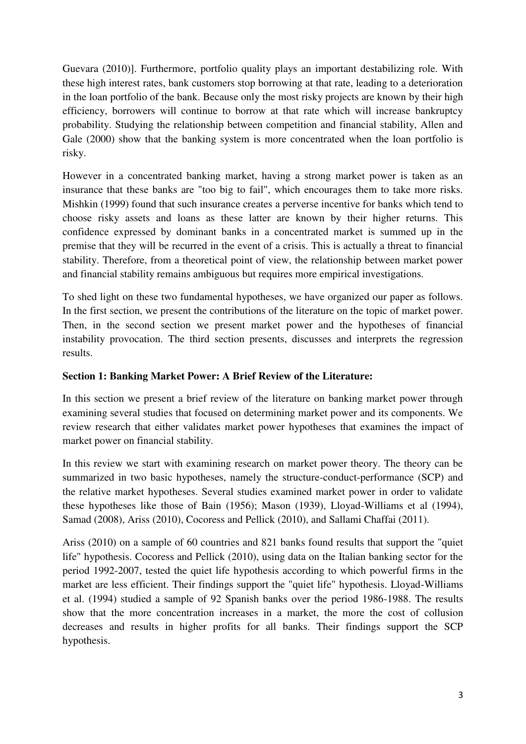Guevara (2010)]. Furthermore, portfolio quality plays an important destabilizing role. With these high interest rates, bank customers stop borrowing at that rate, leading to a deterioration in the loan portfolio of the bank. Because only the most risky projects are known by their high efficiency, borrowers will continue to borrow at that rate which will increase bankruptcy probability. Studying the relationship between competition and financial stability, Allen and Gale (2000) show that the banking system is more concentrated when the loan portfolio is risky.

However in a concentrated banking market, having a strong market power is taken as an insurance that these banks are "too big to fail", which encourages them to take more risks. Mishkin (1999) found that such insurance creates a perverse incentive for banks which tend to choose risky assets and loans as these latter are known by their higher returns. This confidence expressed by dominant banks in a concentrated market is summed up in the premise that they will be recurred in the event of a crisis. This is actually a threat to financial stability. Therefore, from a theoretical point of view, the relationship between market power and financial stability remains ambiguous but requires more empirical investigations.

To shed light on these two fundamental hypotheses, we have organized our paper as follows. In the first section, we present the contributions of the literature on the topic of market power. Then, in the second section we present market power and the hypotheses of financial instability provocation. The third section presents, discusses and interprets the regression results.

## Section 1: Banking Market Power: A Brief Review of the Literature:

In this section we present a brief review of the literature on banking market power through examining several studies that focused on determining market power and its components. We review research that either validates market power hypotheses that examines the impact of market power on financial stability.

In this review we start with examining research on market power theory. The theory can be summarized in two basic hypotheses, namely the structure-conduct-performance (SCP) and the relative market hypotheses. Several studies examined market power in order to validate these hypotheses like those of Bain (1956); Mason (1939), Lloyad-Williams et al (1994), Samad (2008), Ariss (2010), Cocoress and Pellick (2010), and Sallami Chaffai (2011).

Ariss (2010) on a sample of 60 countries and 821 banks found results that support the "quiet life" hypothesis. Cocoress and Pellick (2010), using data on the Italian banking sector for the period 1992-2007, tested the quiet life hypothesis according to which powerful firms in the market are less efficient. Their findings support the "quiet life" hypothesis. Lloyad-Williams et al. (1994) studied a sample of 92 Spanish banks over the period 1986-1988. The results show that the more concentration increases in a market, the more the cost of collusion decreases and results in higher profits for all banks. Their findings support the SCP hypothesis.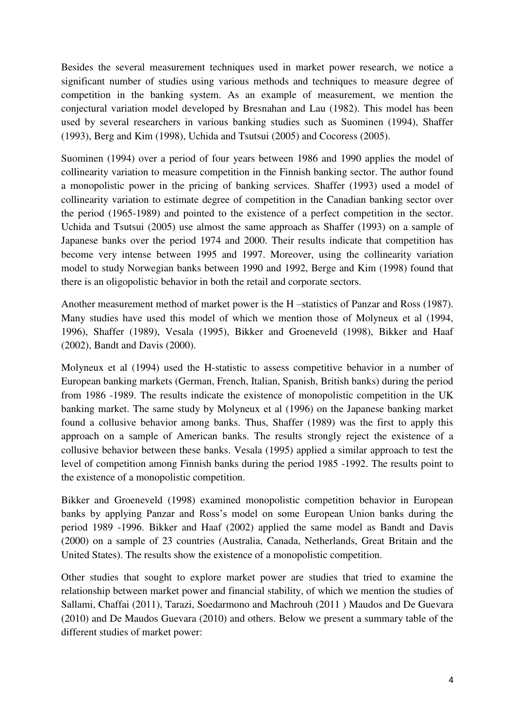Besides the several measurement techniques used in market power research, we notice a significant number of studies using various methods and techniques to measure degree of competition in the banking system. As an example of measurement, we mention the conjectural variation model developed by Bresnahan and Lau (1982). This model has been used by several researchers in various banking studies such as Suominen (1994), Shaffer (1993), Berg and Kim (1998), Uchida and Tsutsui (2005) and Cocoress (2005).

Suominen (1994) over a period of four years between 1986 and 1990 applies the model of collinearity variation to measure competition in the Finnish banking sector. The author found a monopolistic power in the pricing of banking services. Shaffer (1993) used a model of collinearity variation to estimate degree of competition in the Canadian banking sector over the period (1965-1989) and pointed to the existence of a perfect competition in the sector. Uchida and Tsutsui (2005) use almost the same approach as Shaffer (1993) on a sample of Japanese banks over the period 1974 and 2000. Their results indicate that competition has become very intense between 1995 and 1997. Moreover, using the collinearity variation model to study Norwegian banks between 1990 and 1992, Berge and Kim (1998) found that there is an oligopolistic behavior in both the retail and corporate sectors.

Another measurement method of market power is the H –statistics of Panzar and Ross (1987). Many studies have used this model of which we mention those of Molyneux et al (1994, 1996), Shaffer (1989), Vesala (1995), Bikker and Groeneveld (1998), Bikker and Haaf (2002), Bandt and Davis (2000).

Molyneux et al (1994) used the H-statistic to assess competitive behavior in a number of European banking markets (German, French, Italian, Spanish, British banks) during the period from 1986 -1989. The results indicate the existence of monopolistic competition in the UK banking market. The same study by Molyneux et al (1996) on the Japanese banking market found a collusive behavior among banks. Thus, Shaffer (1989) was the first to apply this approach on a sample of American banks. The results strongly reject the existence of a collusive behavior between these banks. Vesala (1995) applied a similar approach to test the level of competition among Finnish banks during the period 1985 -1992. The results point to the existence of a monopolistic competition.

Bikker and Groeneveld (1998) examined monopolistic competition behavior in European banks by applying Panzar and Ross's model on some European Union banks during the period 1989 -1996. Bikker and Haaf (2002) applied the same model as Bandt and Davis (2000) on a sample of 23 countries (Australia, Canada, Netherlands, Great Britain and the United States). The results show the existence of a monopolistic competition.

Other studies that sought to explore market power are studies that tried to examine the relationship between market power and financial stability, of which we mention the studies of Sallami, Chaffai (2011), Tarazi, Soedarmono and Machrouh (2011 ) Maudos and De Guevara (2010) and De Maudos Guevara (2010) and others. Below we present a summary table of the different studies of market power: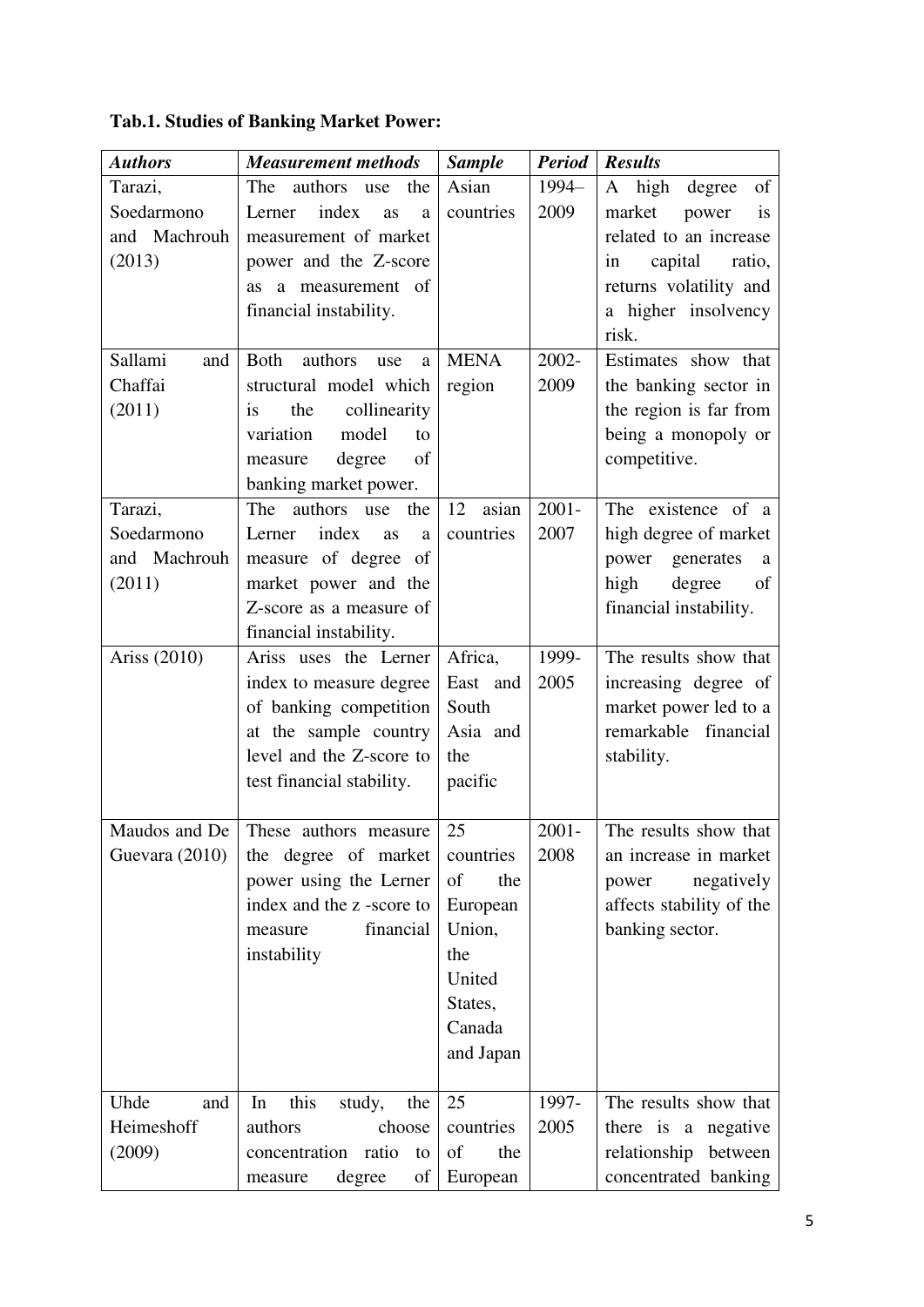**Tab.1. Studies of Banking Market Power:**

| *Authors* | *Measurement methods* | *Sample* | *Period* | *Results* |
|---|---|---|---|---|
| Tarazi, Soedarmono and Machrouh (2013) | The authors use the Lerner index as a measurement of market power and the Z-score as a measurement of financial instability. | Asian countries | 1994–2009 | A high degree of market power is related to an increase in capital ratio, returns volatility and a higher insolvency risk. |
| Sallami and Chaffai (2011) | Both authors use a structural model which is the collinearity variation model to measure degree of banking market power. | MENA region | 2002-2009 | Estimates show that the banking sector in the region is far from being a monopoly or competitive. |
| Tarazi, Soedarmono and Machrouh (2011) | The authors use the Lerner index as a measure of degree of market power and the Z-score as a measure of financial instability. | 12 asian countries | 2001-2007 | The existence of a high degree of market power generates a high degree of financial instability. |
| Ariss (2010) | Ariss uses the Lerner index to measure degree of banking competition at the sample country level and the Z-score to test financial stability. | Africa, East and South Asia and the pacific | 1999-2005 | The results show that increasing degree of market power led to a remarkable financial stability. |
| Maudos and De Guevara (2010) | These authors measure the degree of market power using the Lerner index and the z -score to measure financial instability | 25 countries of the European Union, the United States, Canada and Japan | 2001-2008 | The results show that an increase in market power negatively affects stability of the banking sector. |
| Uhde and Heimeshoff (2009) | In this study, the authors choose concentration ratio to measure degree of | 25 countries of the European | 1997-2005 | The results show that there is a negative relationship between concentrated banking |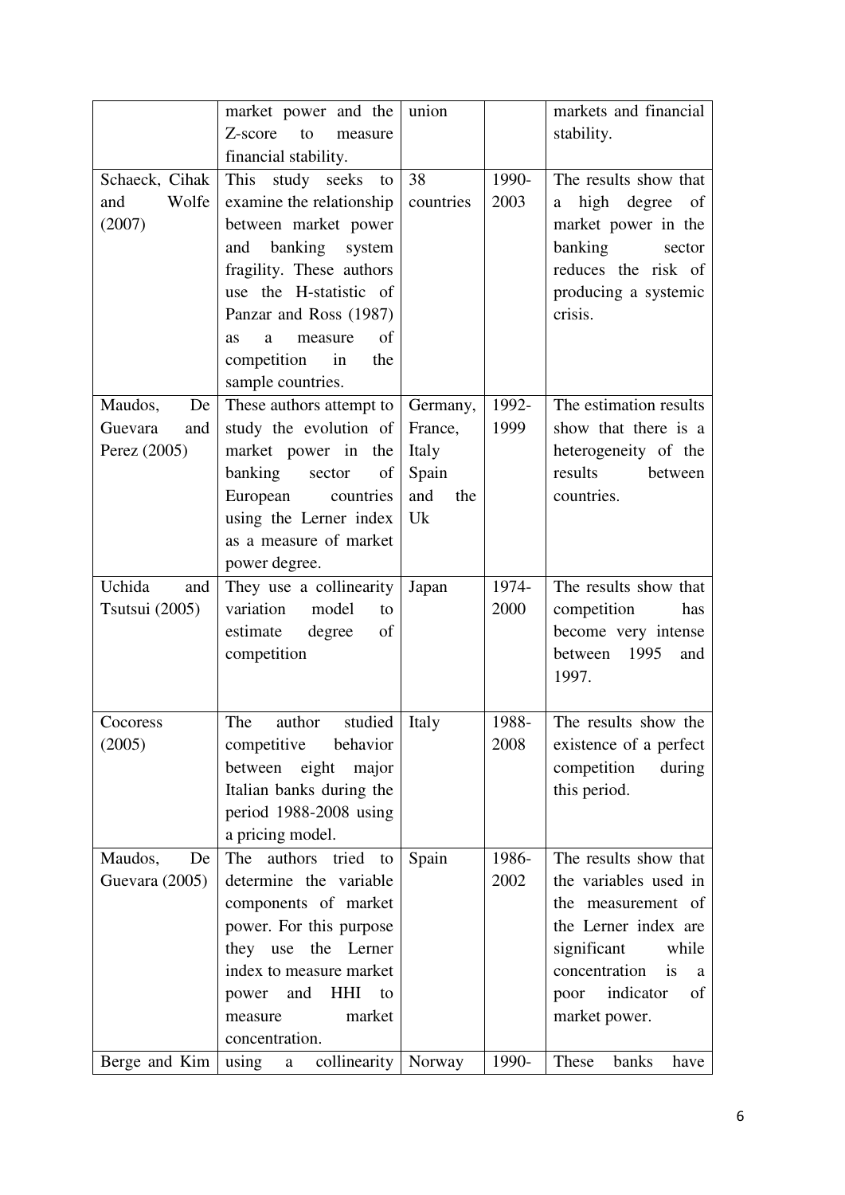| | | | | |
|---|---|---|---|---|
| | market power and the Z-score to measure financial stability. | union | | markets and financial stability. |
| Schaeck, Cihak and Wolfe (2007) | This study seeks to examine the relationship between market power and banking system fragility. These authors use the H-statistic of Panzar and Ross (1987) as a measure of competition in the sample countries. | 38 countries | 1990-2003 | The results show that a high degree of market power in the banking sector reduces the risk of producing a systemic crisis. |
| Maudos, De Guevara and Perez (2005) | These authors attempt to study the evolution of market power in the banking sector of European countries using the Lerner index as a measure of market power degree. | Germany, France, Italy Spain and the Uk | 1992-1999 | The estimation results show that there is a heterogeneity of the results between countries. |
| Uchida and Tsutsui (2005) | They use a collinearity variation model to estimate degree of competition | Japan | 1974-2000 | The results show that competition has become very intense between 1995 and 1997. |
| Cocoress (2005) | The author studied competitive behavior between eight major Italian banks during the period 1988-2008 using a pricing model. | Italy | 1988-2008 | The results show the existence of a perfect competition during this period. |
| Maudos, De Guevara (2005) | The authors tried to determine the variable components of market power. For this purpose they use the Lerner index to measure market power and HHI to measure market concentration. | Spain | 1986-2002 | The results show that the variables used in the measurement of the Lerner index are significant while concentration is a poor indicator of market power. |
| Berge and Kim | using a collinearity | Norway | 1990- | These banks have |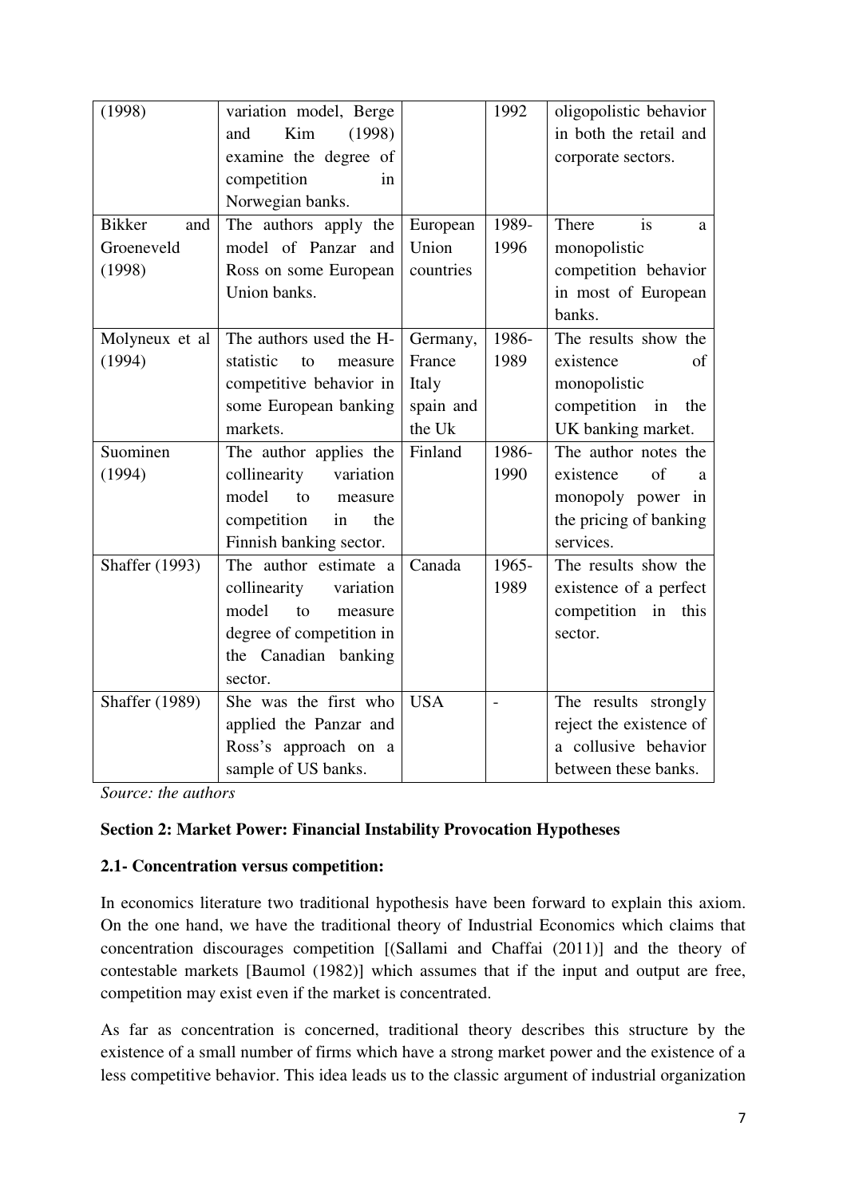| | | | | |
|---|---|---|---|---|
| (1998) | variation model, Berge and Kim (1998) examine the degree of competition in Norwegian banks. | | 1992 | oligopolistic behavior in both the retail and corporate sectors. |
| Bikker and Groeneveld (1998) | The authors apply the model of Panzar and Ross on some European Union banks. | European Union countries | 1989-1996 | There is a monopolistic competition behavior in most of European banks. |
| Molyneux et al (1994) | The authors used the H-statistic to measure competitive behavior in some European banking markets. | Germany, France Italy spain and the Uk | 1986-1989 | The results show the existence of monopolistic competition in the UK banking market. |
| Suominen (1994) | The author applies the collinearity variation model to measure competition in the Finnish banking sector. | Finland | 1986-1990 | The author notes the existence of a monopoly power in the pricing of banking services. |
| Shaffer (1993) | The author estimate a collinearity variation model to measure degree of competition in the Canadian banking sector. | Canada | 1965-1989 | The results show the existence of a perfect competition in this sector. |
| Shaffer (1989) | She was the first who applied the Panzar and Ross's approach on a sample of US banks. | USA | - | The results strongly reject the existence of a collusive behavior between these banks. |

*Source: the authors*

## Section 2: Market Power: Financial Instability Provocation Hypotheses

### 2.1- Concentration versus competition:

In economics literature two traditional hypothesis have been forward to explain this axiom. On the one hand, we have the traditional theory of Industrial Economics which claims that concentration discourages competition [(Sallami and Chaffai (2011)] and the theory of contestable markets [Baumol (1982)] which assumes that if the input and output are free, competition may exist even if the market is concentrated.

As far as concentration is concerned, traditional theory describes this structure by the existence of a small number of firms which have a strong market power and the existence of a less competitive behavior. This idea leads us to the classic argument of industrial organization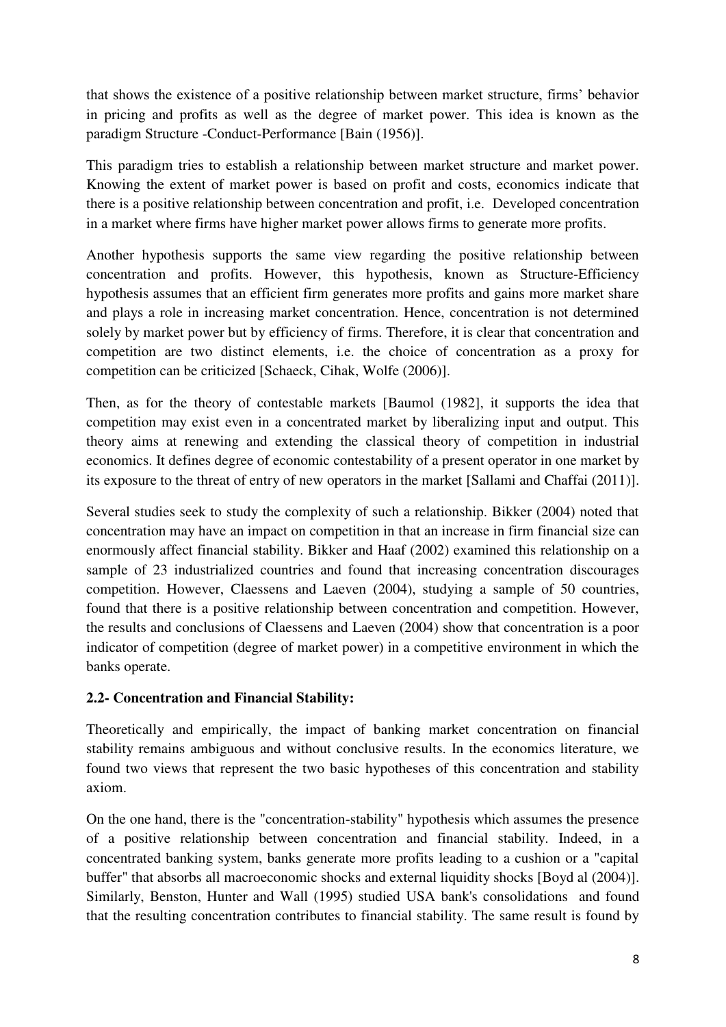that shows the existence of a positive relationship between market structure, firms' behavior in pricing and profits as well as the degree of market power. This idea is known as the paradigm Structure -Conduct-Performance [Bain (1956)].

This paradigm tries to establish a relationship between market structure and market power. Knowing the extent of market power is based on profit and costs, economics indicate that there is a positive relationship between concentration and profit, i.e. Developed concentration in a market where firms have higher market power allows firms to generate more profits.

Another hypothesis supports the same view regarding the positive relationship between concentration and profits. However, this hypothesis, known as Structure-Efficiency hypothesis assumes that an efficient firm generates more profits and gains more market share and plays a role in increasing market concentration. Hence, concentration is not determined solely by market power but by efficiency of firms. Therefore, it is clear that concentration and competition are two distinct elements, i.e. the choice of concentration as a proxy for competition can be criticized [Schaeck, Cihak, Wolfe (2006)].

Then, as for the theory of contestable markets [Baumol (1982], it supports the idea that competition may exist even in a concentrated market by liberalizing input and output. This theory aims at renewing and extending the classical theory of competition in industrial economics. It defines degree of economic contestability of a present operator in one market by its exposure to the threat of entry of new operators in the market [Sallami and Chaffai (2011)].

Several studies seek to study the complexity of such a relationship. Bikker (2004) noted that concentration may have an impact on competition in that an increase in firm financial size can enormously affect financial stability. Bikker and Haaf (2002) examined this relationship on a sample of 23 industrialized countries and found that increasing concentration discourages competition. However, Claessens and Laeven (2004), studying a sample of 50 countries, found that there is a positive relationship between concentration and competition. However, the results and conclusions of Claessens and Laeven (2004) show that concentration is a poor indicator of competition (degree of market power) in a competitive environment in which the banks operate.

### 2.2- Concentration and Financial Stability:

Theoretically and empirically, the impact of banking market concentration on financial stability remains ambiguous and without conclusive results. In the economics literature, we found two views that represent the two basic hypotheses of this concentration and stability axiom.

On the one hand, there is the "concentration-stability" hypothesis which assumes the presence of a positive relationship between concentration and financial stability. Indeed, in a concentrated banking system, banks generate more profits leading to a cushion or a "capital buffer" that absorbs all macroeconomic shocks and external liquidity shocks [Boyd al (2004)]. Similarly, Benston, Hunter and Wall (1995) studied USA bank's consolidations and found that the resulting concentration contributes to financial stability. The same result is found by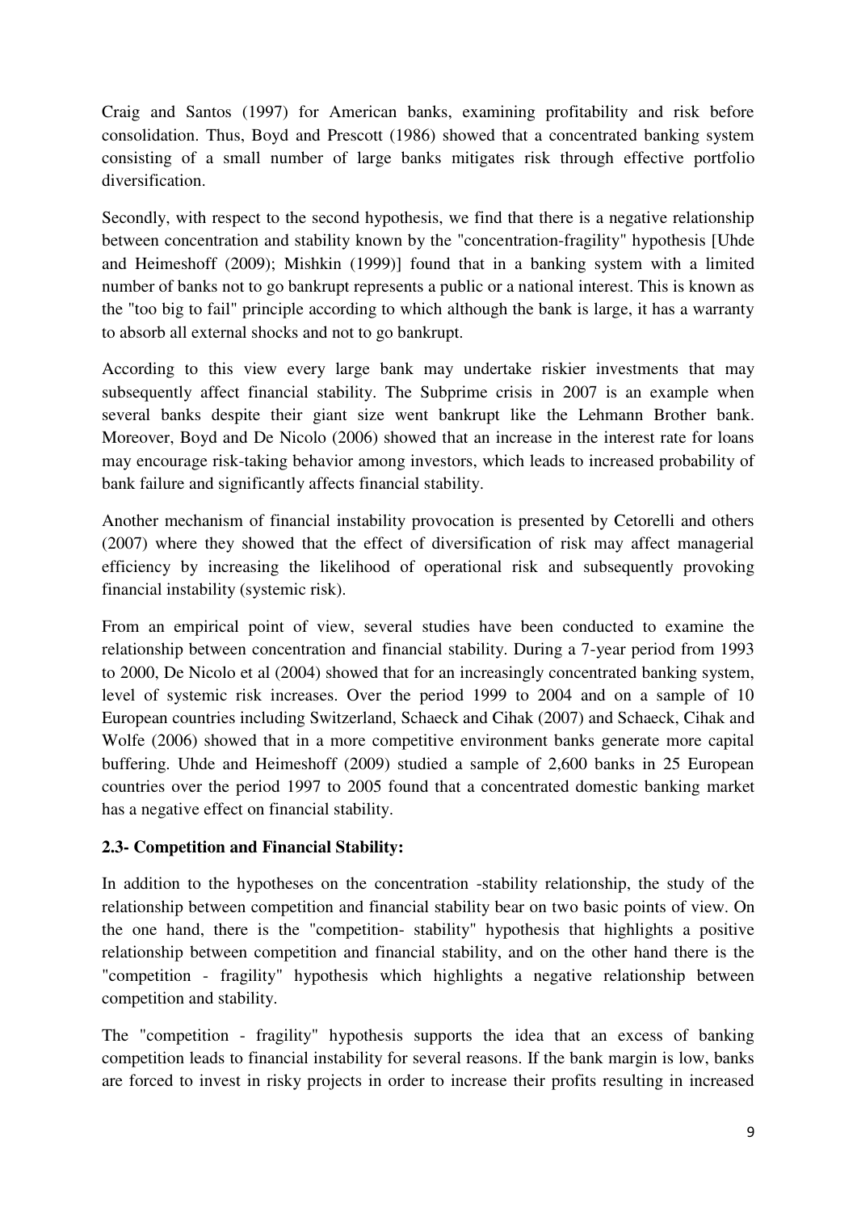Craig and Santos (1997) for American banks, examining profitability and risk before consolidation. Thus, Boyd and Prescott (1986) showed that a concentrated banking system consisting of a small number of large banks mitigates risk through effective portfolio diversification.

Secondly, with respect to the second hypothesis, we find that there is a negative relationship between concentration and stability known by the "concentration-fragility" hypothesis [Uhde and Heimeshoff (2009); Mishkin (1999)] found that in a banking system with a limited number of banks not to go bankrupt represents a public or a national interest. This is known as the "too big to fail" principle according to which although the bank is large, it has a warranty to absorb all external shocks and not to go bankrupt.

According to this view every large bank may undertake riskier investments that may subsequently affect financial stability. The Subprime crisis in 2007 is an example when several banks despite their giant size went bankrupt like the Lehmann Brother bank. Moreover, Boyd and De Nicolo (2006) showed that an increase in the interest rate for loans may encourage risk-taking behavior among investors, which leads to increased probability of bank failure and significantly affects financial stability.

Another mechanism of financial instability provocation is presented by Cetorelli and others (2007) where they showed that the effect of diversification of risk may affect managerial efficiency by increasing the likelihood of operational risk and subsequently provoking financial instability (systemic risk).

From an empirical point of view, several studies have been conducted to examine the relationship between concentration and financial stability. During a 7-year period from 1993 to 2000, De Nicolo et al (2004) showed that for an increasingly concentrated banking system, level of systemic risk increases. Over the period 1999 to 2004 and on a sample of 10 European countries including Switzerland, Schaeck and Cihak (2007) and Schaeck, Cihak and Wolfe (2006) showed that in a more competitive environment banks generate more capital buffering. Uhde and Heimeshoff (2009) studied a sample of 2,600 banks in 25 European countries over the period 1997 to 2005 found that a concentrated domestic banking market has a negative effect on financial stability.

### 2.3- Competition and Financial Stability:

In addition to the hypotheses on the concentration -stability relationship, the study of the relationship between competition and financial stability bear on two basic points of view. On the one hand, there is the "competition- stability" hypothesis that highlights a positive relationship between competition and financial stability, and on the other hand there is the "competition - fragility" hypothesis which highlights a negative relationship between competition and stability.

The "competition - fragility" hypothesis supports the idea that an excess of banking competition leads to financial instability for several reasons. If the bank margin is low, banks are forced to invest in risky projects in order to increase their profits resulting in increased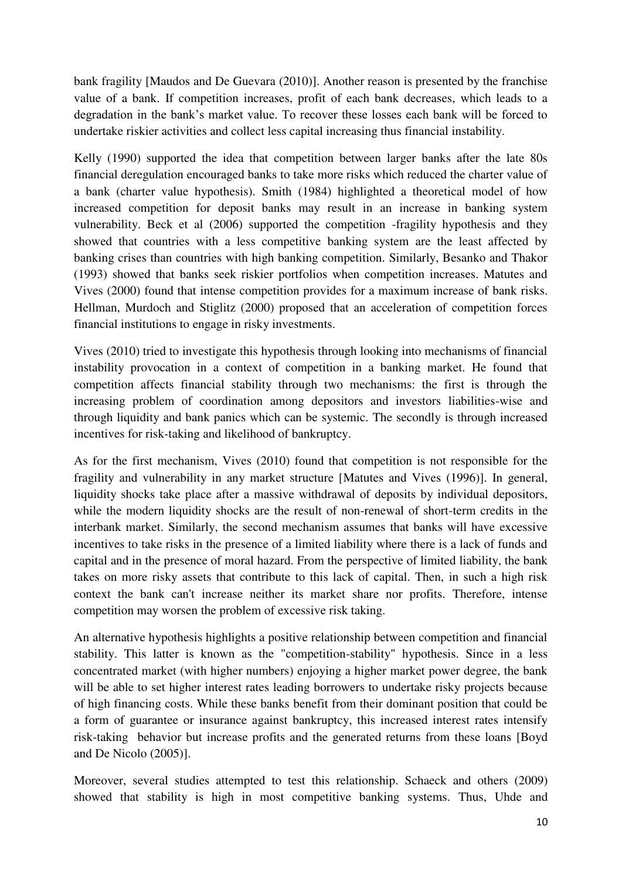bank fragility [Maudos and De Guevara (2010)]. Another reason is presented by the franchise value of a bank. If competition increases, profit of each bank decreases, which leads to a degradation in the bank's market value. To recover these losses each bank will be forced to undertake riskier activities and collect less capital increasing thus financial instability.

Kelly (1990) supported the idea that competition between larger banks after the late 80s financial deregulation encouraged banks to take more risks which reduced the charter value of a bank (charter value hypothesis). Smith (1984) highlighted a theoretical model of how increased competition for deposit banks may result in an increase in banking system vulnerability. Beck et al (2006) supported the competition -fragility hypothesis and they showed that countries with a less competitive banking system are the least affected by banking crises than countries with high banking competition. Similarly, Besanko and Thakor (1993) showed that banks seek riskier portfolios when competition increases. Matutes and Vives (2000) found that intense competition provides for a maximum increase of bank risks. Hellman, Murdoch and Stiglitz (2000) proposed that an acceleration of competition forces financial institutions to engage in risky investments.

Vives (2010) tried to investigate this hypothesis through looking into mechanisms of financial instability provocation in a context of competition in a banking market. He found that competition affects financial stability through two mechanisms: the first is through the increasing problem of coordination among depositors and investors liabilities-wise and through liquidity and bank panics which can be systemic. The secondly is through increased incentives for risk-taking and likelihood of bankruptcy.

As for the first mechanism, Vives (2010) found that competition is not responsible for the fragility and vulnerability in any market structure [Matutes and Vives (1996)]. In general, liquidity shocks take place after a massive withdrawal of deposits by individual depositors, while the modern liquidity shocks are the result of non-renewal of short-term credits in the interbank market. Similarly, the second mechanism assumes that banks will have excessive incentives to take risks in the presence of a limited liability where there is a lack of funds and capital and in the presence of moral hazard. From the perspective of limited liability, the bank takes on more risky assets that contribute to this lack of capital. Then, in such a high risk context the bank can't increase neither its market share nor profits. Therefore, intense competition may worsen the problem of excessive risk taking.

An alternative hypothesis highlights a positive relationship between competition and financial stability. This latter is known as the "competition-stability" hypothesis. Since in a less concentrated market (with higher numbers) enjoying a higher market power degree, the bank will be able to set higher interest rates leading borrowers to undertake risky projects because of high financing costs. While these banks benefit from their dominant position that could be a form of guarantee or insurance against bankruptcy, this increased interest rates intensify risk-taking behavior but increase profits and the generated returns from these loans [Boyd and De Nicolo (2005)].

Moreover, several studies attempted to test this relationship. Schaeck and others (2009) showed that stability is high in most competitive banking systems. Thus, Uhde and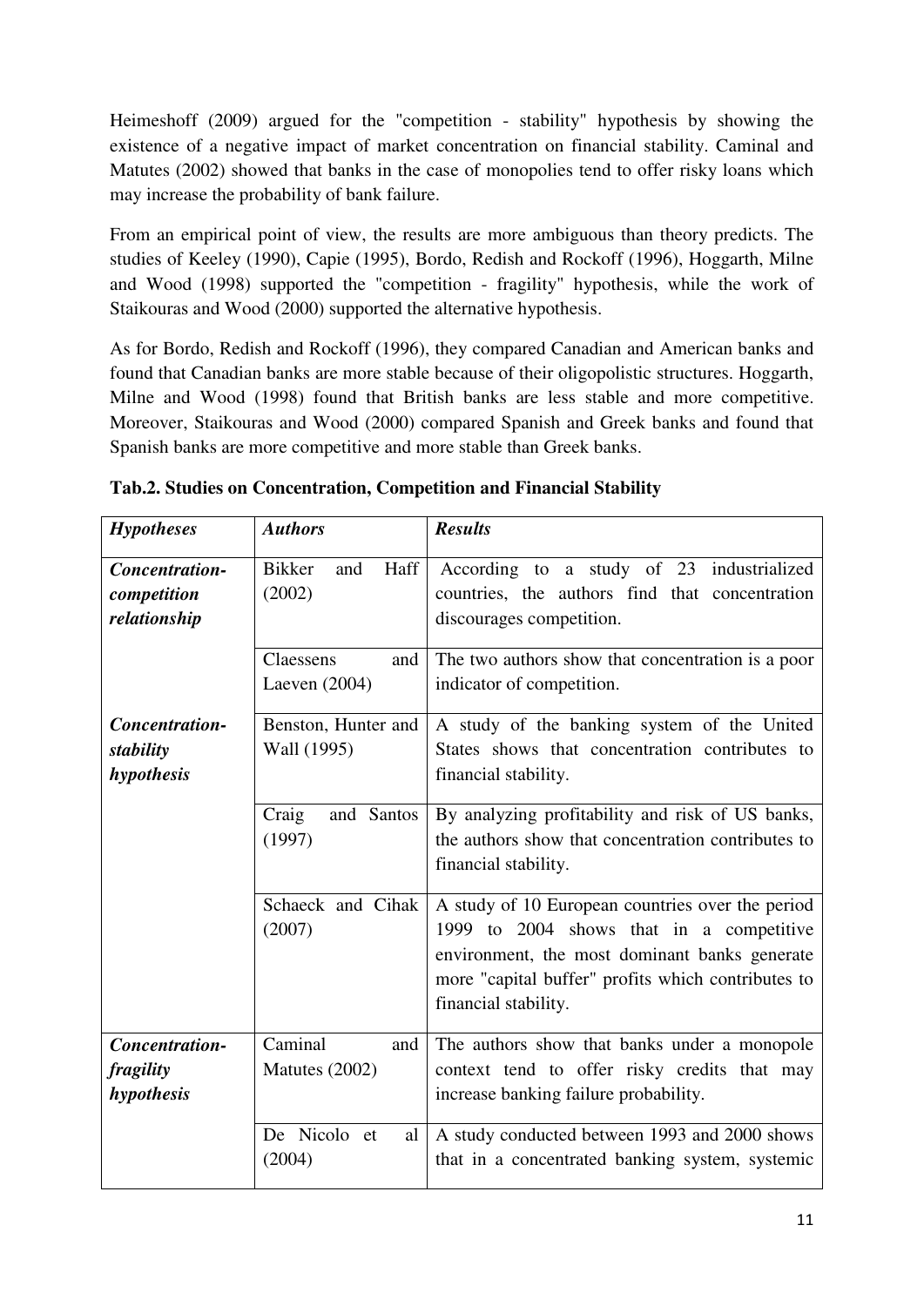Heimeshoff (2009) argued for the "competition - stability" hypothesis by showing the existence of a negative impact of market concentration on financial stability. Caminal and Matutes (2002) showed that banks in the case of monopolies tend to offer risky loans which may increase the probability of bank failure.

From an empirical point of view, the results are more ambiguous than theory predicts. The studies of Keeley (1990), Capie (1995), Bordo, Redish and Rockoff (1996), Hoggarth, Milne and Wood (1998) supported the "competition - fragility" hypothesis, while the work of Staikouras and Wood (2000) supported the alternative hypothesis.

As for Bordo, Redish and Rockoff (1996), they compared Canadian and American banks and found that Canadian banks are more stable because of their oligopolistic structures. Hoggarth, Milne and Wood (1998) found that British banks are less stable and more competitive. Moreover, Staikouras and Wood (2000) compared Spanish and Greek banks and found that Spanish banks are more competitive and more stable than Greek banks.

**Tab.2. Studies on Concentration, Competition and Financial Stability**

| *Hypotheses* | *Authors* | *Results* |
|---|---|---|
| ***Concentration-competition relationship*** | Bikker and Haff (2002) | According to a study of 23 industrialized countries, the authors find that concentration discourages competition. |
| | Claessens and Laeven (2004) | The two authors show that concentration is a poor indicator of competition. |
| ***Concentration-stability hypothesis*** | Benston, Hunter and Wall (1995) | A study of the banking system of the United States shows that concentration contributes to financial stability. |
| | Craig and Santos (1997) | By analyzing profitability and risk of US banks, the authors show that concentration contributes to financial stability. |
| | Schaeck and Cihak (2007) | A study of 10 European countries over the period 1999 to 2004 shows that in a competitive environment, the most dominant banks generate more "capital buffer" profits which contributes to financial stability. |
| ***Concentration-fragility hypothesis*** | Caminal and Matutes (2002) | The authors show that banks under a monopole context tend to offer risky credits that may increase banking failure probability. |
| | De Nicolo et al (2004) | A study conducted between 1993 and 2000 shows that in a concentrated banking system, systemic |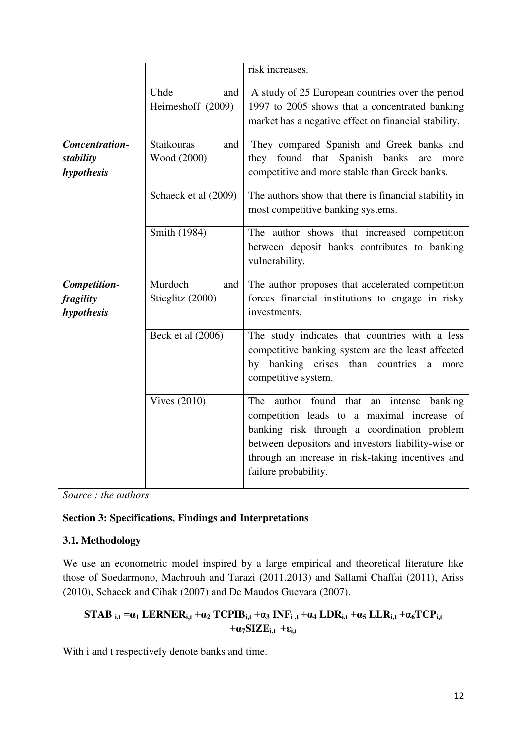| | | |
|---|---|---|
| | | risk increases. |
| | Uhde and Heimeshoff (2009) | A study of 25 European countries over the period 1997 to 2005 shows that a concentrated banking market has a negative effect on financial stability. |
| ***Concentration-stability hypothesis*** | Staikouras and Wood (2000) | They compared Spanish and Greek banks and they found that Spanish banks are more competitive and more stable than Greek banks. |
| | Schaeck et al (2009) | The authors show that there is financial stability in most competitive banking systems. |
| | Smith (1984) | The author shows that increased competition between deposit banks contributes to banking vulnerability. |
| ***Competition-fragility hypothesis*** | Murdoch and Stieglitz (2000) | The author proposes that accelerated competition forces financial institutions to engage in risky investments. |
| | Beck et al (2006) | The study indicates that countries with a less competitive banking system are the least affected by banking crises than countries a more competitive system. |
| | Vives (2010) | The author found that an intense banking competition leads to a maximal increase of banking risk through a coordination problem between depositors and investors liability-wise or through an increase in risk-taking incentives and failure probability. |

*Source : the authors*

**Section 3: Specifications, Findings and Interpretations**

**3.1. Methodology**

We use an econometric model inspired by a large empirical and theoretical literature like those of Soedarmono, Machrouh and Tarazi (2011.2013) and Sallami Chaffai (2011), Ariss (2010), Schaeck and Cihak (2007) and De Maudos Guevara (2007).

$$\mathbf{STAB}_{i,t} = \alpha_1\,\mathbf{LERNER}_{i,t} + \alpha_2\,\mathbf{TCPIB}_{i,t} + \alpha_3\,\mathbf{INF}_{i,t} + \alpha_4\,\mathbf{LDR}_{i,t} + \alpha_5\,\mathbf{LLR}_{i,t} + \alpha_6\mathbf{TCP}_{i,t} + \alpha_7\mathbf{SIZE}_{i,t} + \varepsilon_{i,t}$$

With i and t respectively denote banks and time.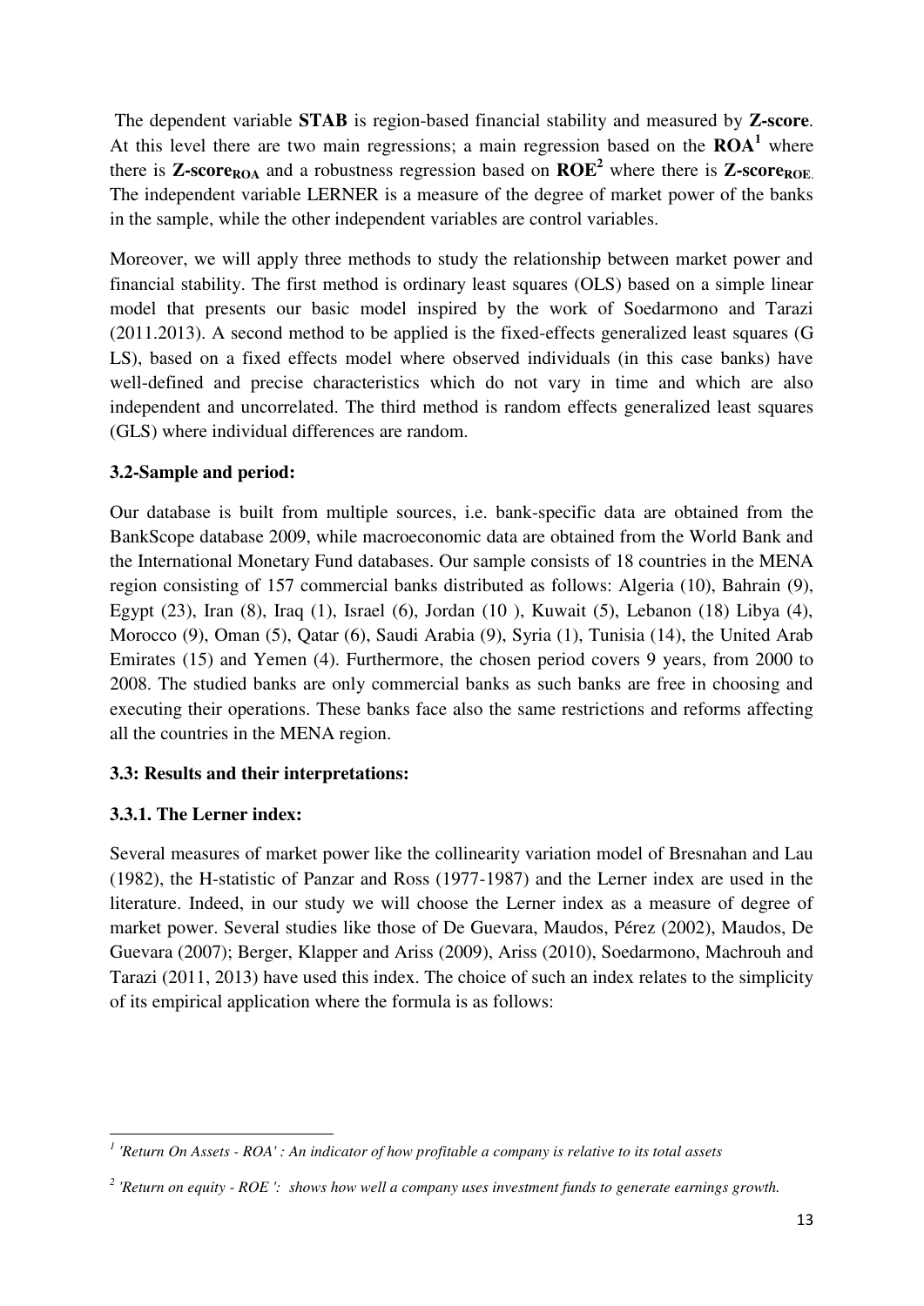The dependent variable **STAB** is region-based financial stability and measured by **Z-score**. At this level there are two main regressions; a main regression based on the **ROA**[1] where there is **Z-score$_{ROA}$** and a robustness regression based on **ROE**[2] where there is **Z-score$_{ROE}$**. The independent variable LERNER is a measure of the degree of market power of the banks in the sample, while the other independent variables are control variables.

Moreover, we will apply three methods to study the relationship between market power and financial stability. The first method is ordinary least squares (OLS) based on a simple linear model that presents our basic model inspired by the work of Soedarmono and Tarazi (2011.2013). A second method to be applied is the fixed-effects generalized least squares (G LS), based on a fixed effects model where observed individuals (in this case banks) have well-defined and precise characteristics which do not vary in time and which are also independent and uncorrelated. The third method is random effects generalized least squares (GLS) where individual differences are random.

### 3.2-Sample and period:

Our database is built from multiple sources, i.e. bank-specific data are obtained from the BankScope database 2009, while macroeconomic data are obtained from the World Bank and the International Monetary Fund databases. Our sample consists of 18 countries in the MENA region consisting of 157 commercial banks distributed as follows: Algeria (10), Bahrain (9), Egypt (23), Iran (8), Iraq (1), Israel (6), Jordan (10 ), Kuwait (5), Lebanon (18) Libya (4), Morocco (9), Oman (5), Qatar (6), Saudi Arabia (9), Syria (1), Tunisia (14), the United Arab Emirates (15) and Yemen (4). Furthermore, the chosen period covers 9 years, from 2000 to 2008. The studied banks are only commercial banks as such banks are free in choosing and executing their operations. These banks face also the same restrictions and reforms affecting all the countries in the MENA region.

### 3.3: Results and their interpretations:

#### 3.3.1. The Lerner index:

Several measures of market power like the collinearity variation model of Bresnahan and Lau (1982), the H-statistic of Panzar and Ross (1977-1987) and the Lerner index are used in the literature. Indeed, in our study we will choose the Lerner index as a measure of degree of market power. Several studies like those of De Guevara, Maudos, Pérez (2002), Maudos, De Guevara (2007); Berger, Klapper and Ariss (2009), Ariss (2010), Soedarmono, Machrouh and Tarazi (2011, 2013) have used this index. The choice of such an index relates to the simplicity of its empirical application where the formula is as follows:

---

[1] *'Return On Assets - ROA' : An indicator of how profitable a company is relative to its total assets*

[2] *'Return on equity - ROE ': shows how well a company uses investment funds to generate earnings growth.*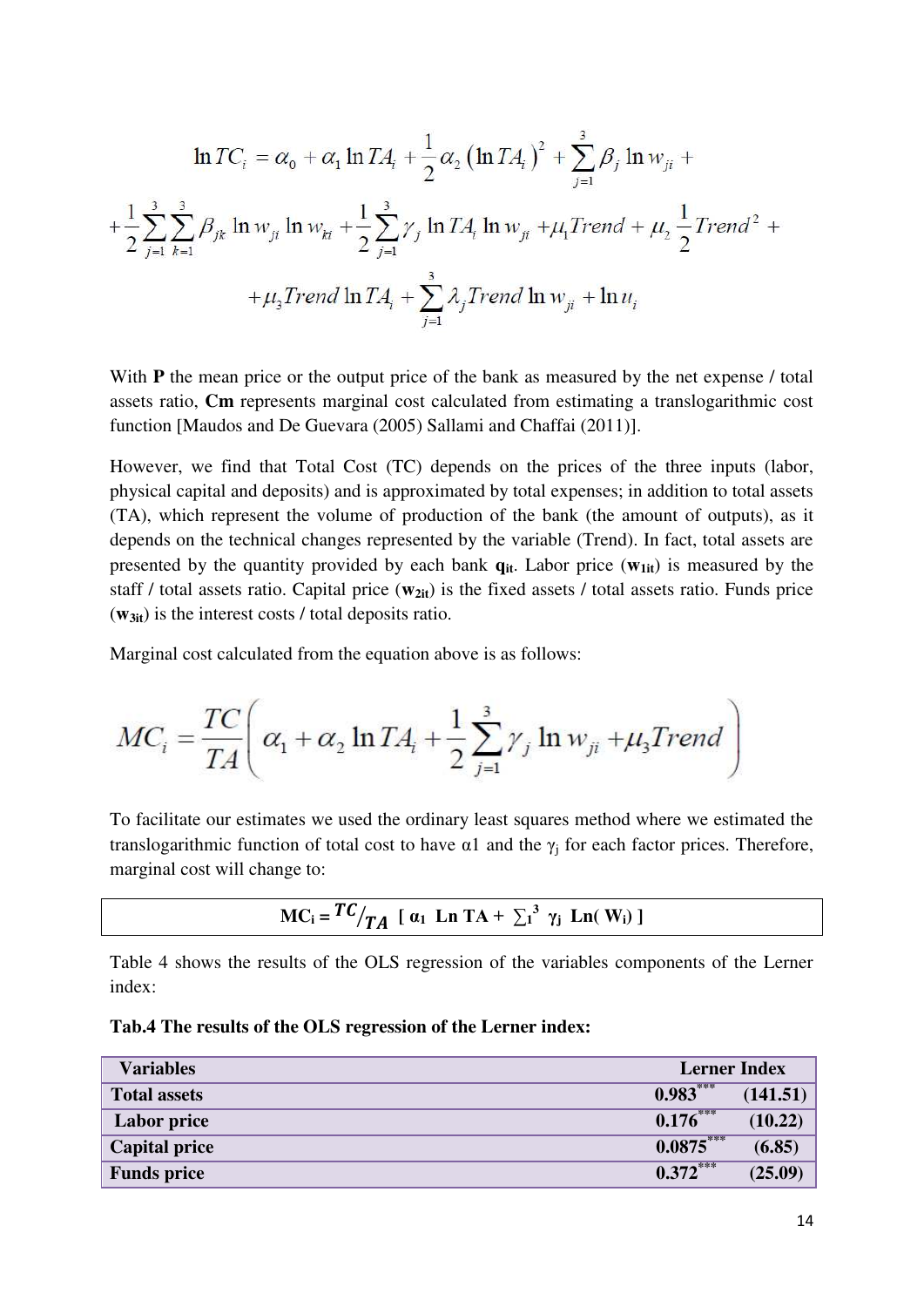$$\ln TC_i = \alpha_0 + \alpha_1 \ln TA_i + \frac{1}{2}\alpha_2 \left(\ln TA_i\right)^2 + \sum_{j=1}^{3} \beta_j \ln w_{ji} +$$

$$+\frac{1}{2}\sum_{j=1}^{3}\sum_{k=1}^{3} \beta_{jk} \ln w_{ji} \ln w_{ki} + \frac{1}{2}\sum_{j=1}^{3} \gamma_j \ln TA_i \ln w_{ji} + \mu_1 Trend + \mu_2 \frac{1}{2} Trend^2 +$$

$$+\mu_3 Trend \ln TA_i + \sum_{j=1}^{3} \lambda_j Trend \ln w_{ji} + \ln u_i$$

With **P** the mean price or the output price of the bank as measured by the net expense / total assets ratio, **Cm** represents marginal cost calculated from estimating a translogarithmic cost function [Maudos and De Guevara (2005) Sallami and Chaffai (2011)].

However, we find that Total Cost (TC) depends on the prices of the three inputs (labor, physical capital and deposits) and is approximated by total expenses; in addition to total assets (TA), which represent the volume of production of the bank (the amount of outputs), as it depends on the technical changes represented by the variable (Trend). In fact, total assets are presented by the quantity provided by each bank $\mathbf{q_{it}}$. Labor price ($\mathbf{w_{1it}}$) is measured by the staff / total assets ratio. Capital price ($\mathbf{w_{2it}}$) is the fixed assets / total assets ratio. Funds price ($\mathbf{w_{3it}}$) is the interest costs / total deposits ratio.

Marginal cost calculated from the equation above is as follows:

$$MC_i = \frac{TC}{TA}\left(\alpha_1 + \alpha_2 \ln TA_i + \frac{1}{2}\sum_{j=1}^{3} \gamma_j \ln w_{ji} + \mu_3 Trend\right)$$

To facilitate our estimates we used the ordinary least squares method where we estimated the translogarithmic function of total cost to have α1 and the $\gamma_j$ for each factor prices. Therefore, marginal cost will change to:

$$\mathbf{MC_i = {}^{TC}/_{TA}\ [\ \alpha_1\ Ln\ TA + \textstyle\sum_1^3\ \gamma_j\ Ln(\ W_i)\ ]}$$

Table 4 shows the results of the OLS regression of the variables components of the Lerner index:

**Tab.4 The results of the OLS regression of the Lerner index:**

| Variables | Lerner Index |
|---|---|
| **Total assets** | **0.983*** (141.51)** |
| **Labor price** | **0.176*** (10.22)** |
| **Capital price** | **0.0875*** (6.85)** |
| **Funds price** | **0.372*** (25.09)** |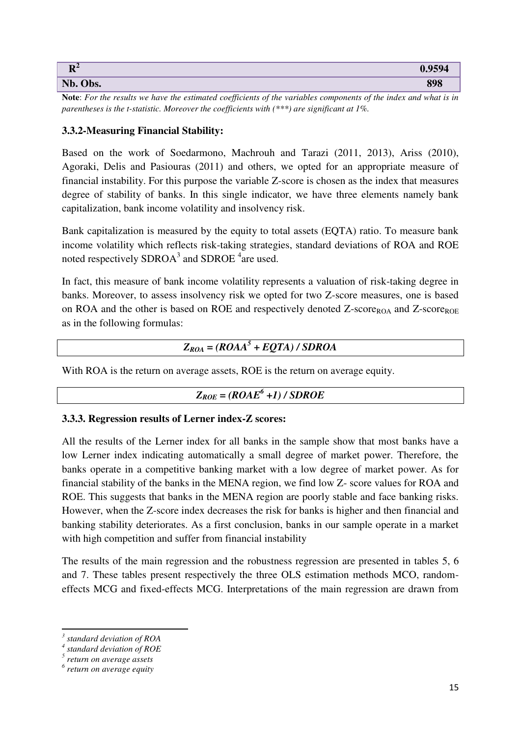| $R^2$ | 0.9594 |
|---|---|
| Nb. Obs. | 898 |

**Note**: *For the results we have the estimated coefficients of the variables components of the index and what is in parentheses is the t-statistic. Moreover the coefficients with (***) are significant at 1%.*

### 3.3.2-Measuring Financial Stability:

Based on the work of Soedarmono, Machrouh and Tarazi (2011, 2013), Ariss (2010), Agoraki, Delis and Pasiouras (2011) and others, we opted for an appropriate measure of financial instability. For this purpose the variable Z-score is chosen as the index that measures degree of stability of banks. In this single indicator, we have three elements namely bank capitalization, bank income volatility and insolvency risk.

Bank capitalization is measured by the equity to total assets (EQTA) ratio. To measure bank income volatility which reflects risk-taking strategies, standard deviations of ROA and ROE noted respectively SDROA[3] and SDROE [4]are used.

In fact, this measure of bank income volatility represents a valuation of risk-taking degree in banks. Moreover, to assess insolvency risk we opted for two Z-score measures, one is based on ROA and the other is based on ROE and respectively denoted Z-score$_{ROA}$ and Z-score$_{ROE}$ as in the following formulas:

$$Z_{ROA} = (ROAA^{5} + EQTA) / SDROA$$

With ROA is the return on average assets, ROE is the return on average equity.

$$Z_{ROE} = (ROAE^{6} + 1) / SDROE$$

### 3.3.3. Regression results of Lerner index-Z scores:

All the results of the Lerner index for all banks in the sample show that most banks have a low Lerner index indicating automatically a small degree of market power. Therefore, the banks operate in a competitive banking market with a low degree of market power. As for financial stability of the banks in the MENA region, we find low Z- score values for ROA and ROE. This suggests that banks in the MENA region are poorly stable and face banking risks. However, when the Z-score index decreases the risk for banks is higher and then financial and banking stability deteriorates. As a first conclusion, banks in our sample operate in a market with high competition and suffer from financial instability

The results of the main regression and the robustness regression are presented in tables 5, 6 and 7. These tables present respectively the three OLS estimation methods MCO, random-effects MCG and fixed-effects MCG. Interpretations of the main regression are drawn from

[3] *standard deviation of ROA*

[4] *standard deviation of ROE*

[5] *return on average assets*

[6] *return on average equity*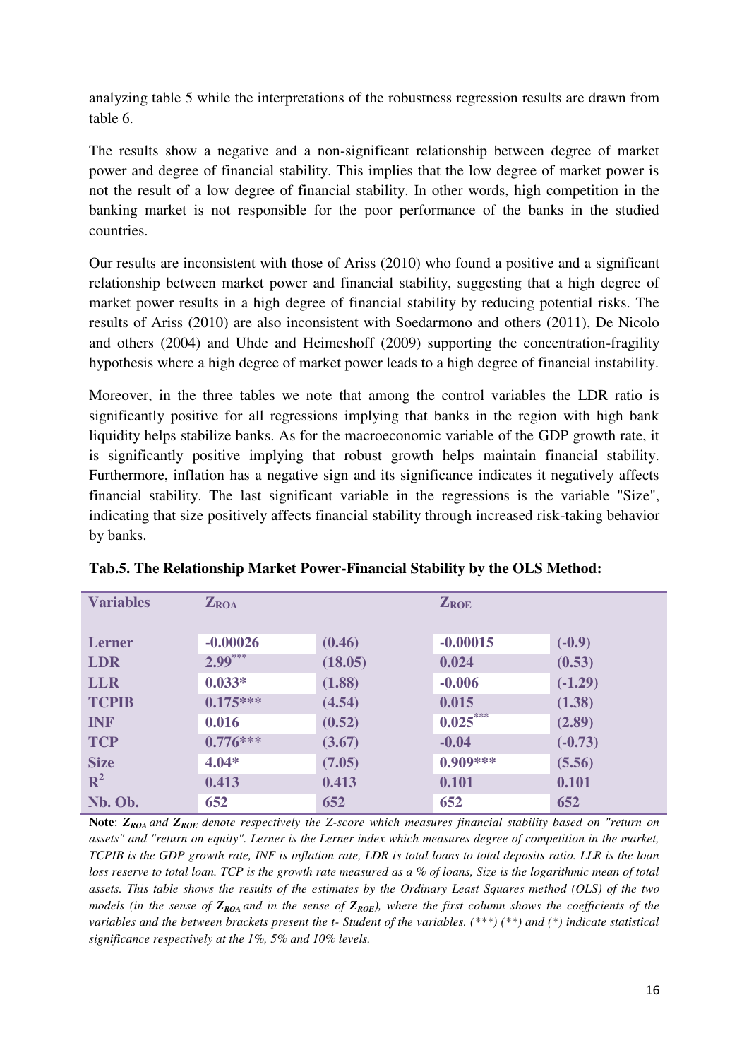analyzing table 5 while the interpretations of the robustness regression results are drawn from table 6.

The results show a negative and a non-significant relationship between degree of market power and degree of financial stability. This implies that the low degree of market power is not the result of a low degree of financial stability. In other words, high competition in the banking market is not responsible for the poor performance of the banks in the studied countries.

Our results are inconsistent with those of Ariss (2010) who found a positive and a significant relationship between market power and financial stability, suggesting that a high degree of market power results in a high degree of financial stability by reducing potential risks. The results of Ariss (2010) are also inconsistent with Soedarmono and others (2011), De Nicolo and others (2004) and Uhde and Heimeshoff (2009) supporting the concentration-fragility hypothesis where a high degree of market power leads to a high degree of financial instability.

Moreover, in the three tables we note that among the control variables the LDR ratio is significantly positive for all regressions implying that banks in the region with high bank liquidity helps stabilize banks. As for the macroeconomic variable of the GDP growth rate, it is significantly positive implying that robust growth helps maintain financial stability. Furthermore, inflation has a negative sign and its significance indicates it negatively affects financial stability. The last significant variable in the regressions is the variable "Size", indicating that size positively affects financial stability through increased risk-taking behavior by banks.

**Tab.5. The Relationship Market Power-Financial Stability by the OLS Method:**

| Variables | $Z_{ROA}$ | | $Z_{ROE}$ | |
|---|---|---|---|---|
| Lerner | -0.00026 | (0.46) | -0.00015 | (-0.9) |
| LDR | 2.99*** | (18.05) | 0.024 | (0.53) |
| LLR | 0.033* | (1.88) | -0.006 | (-1.29) |
| TCPIB | 0.175*** | (4.54) | 0.015 | (1.38) |
| INF | 0.016 | (0.52) | 0.025*** | (2.89) |
| TCP | 0.776*** | (3.67) | -0.04 | (-0.73) |
| Size | 4.04* | (7.05) | 0.909*** | (5.56) |
| $R^2$ | 0.413 | 0.413 | 0.101 | 0.101 |
| Nb. Ob. | 652 | 652 | 652 | 652 |

**Note**: $Z_{ROA}$ *and* $Z_{ROE}$ *denote respectively the Z-score which measures financial stability based on "return on assets" and "return on equity". Lerner is the Lerner index which measures degree of competition in the market, TCPIB is the GDP growth rate, INF is inflation rate, LDR is total loans to total deposits ratio. LLR is the loan loss reserve to total loan. TCP is the growth rate measured as a % of loans, Size is the logarithmic mean of total assets. This table shows the results of the estimates by the Ordinary Least Squares method (OLS) of the two models (in the sense of* $Z_{ROA}$ *and in the sense of* $Z_{ROE}$*), where the first column shows the coefficients of the variables and the between brackets present the t- Student of the variables. (\*\*\*) (\*\*) and (\*) indicate statistical significance respectively at the 1%, 5% and 10% levels.*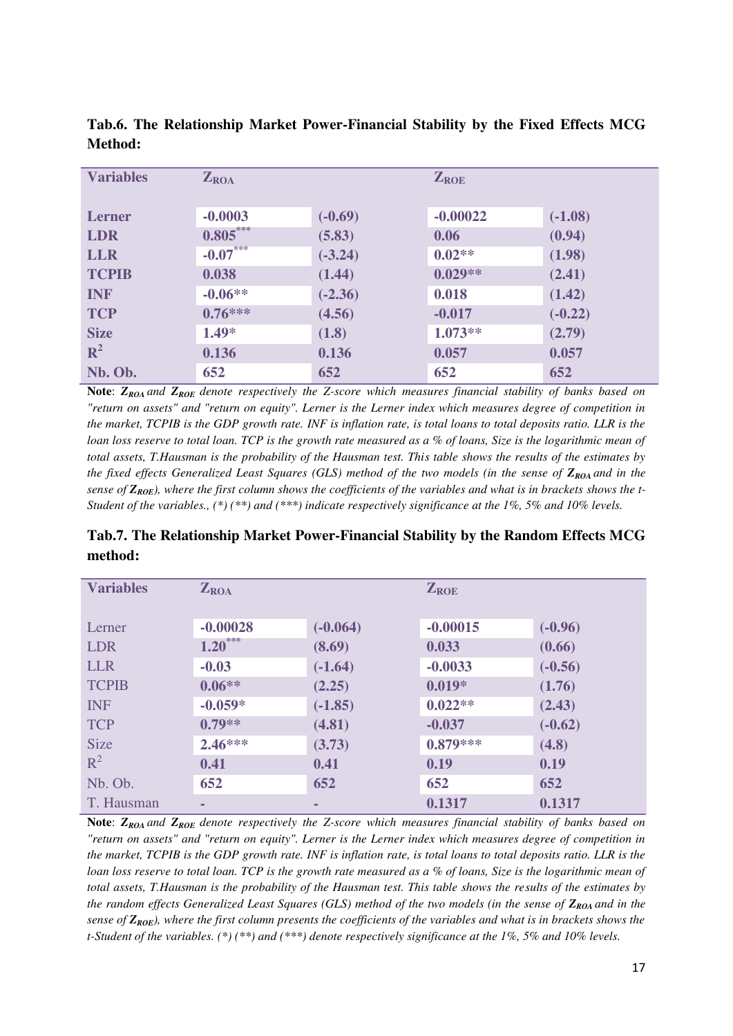**Tab.6. The Relationship Market Power-Financial Stability by the Fixed Effects MCG Method:**

| Variables | $Z_{ROA}$ | | $Z_{ROE}$ | |
|---|---|---|---|---|
| Lerner | -0.0003 | (-0.69) | -0.00022 | (-1.08) |
| LDR | 0.805*** | (5.83) | 0.06 | (0.94) |
| LLR | -0.07*** | (-3.24) | 0.02** | (1.98) |
| TCPIB | 0.038 | (1.44) | 0.029** | (2.41) |
| INF | -0.06** | (-2.36) | 0.018 | (1.42) |
| TCP | 0.76*** | (4.56) | -0.017 | (-0.22) |
| Size | 1.49* | (1.8) | 1.073** | (2.79) |
| $R^2$ | 0.136 | 0.136 | 0.057 | 0.057 |
| Nb. Ob. | 652 | 652 | 652 | 652 |

**Note**: $Z_{ROA}$ and $Z_{ROE}$ *denote respectively the Z-score which measures financial stability of banks based on "return on assets" and "return on equity". Lerner is the Lerner index which measures degree of competition in the market, TCPIB is the GDP growth rate. INF is inflation rate, is total loans to total deposits ratio. LLR is the loan loss reserve to total loan. TCP is the growth rate measured as a % of loans, Size is the logarithmic mean of total assets, T.Hausman is the probability of the Hausman test. This table shows the results of the estimates by the fixed effects Generalized Least Squares (GLS) method of the two models (in the sense of* $Z_{ROA}$ *and in the sense of* $Z_{ROE}$*), where the first column shows the coefficients of the variables and what is in brackets shows the t-Student of the variables., (\*) (\*\*) and (\*\*\*) indicate respectively significance at the 1%, 5% and 10% levels.*

**Tab.7. The Relationship Market Power-Financial Stability by the Random Effects MCG method:**

| Variables | $Z_{ROA}$ | | $Z_{ROE}$ | |
|---|---|---|---|---|
| Lerner | -0.00028 | (-0.064) | -0.00015 | (-0.96) |
| LDR | 1.20*** | (8.69) | 0.033 | (0.66) |
| LLR | -0.03 | (-1.64) | -0.0033 | (-0.56) |
| TCPIB | 0.06** | (2.25) | 0.019* | (1.76) |
| INF | -0.059* | (-1.85) | 0.022** | (2.43) |
| TCP | 0.79** | (4.81) | -0.037 | (-0.62) |
| Size | 2.46*** | (3.73) | 0.879*** | (4.8) |
| $R^2$ | 0.41 | 0.41 | 0.19 | 0.19 |
| Nb. Ob. | 652 | 652 | 652 | 652 |
| T. Hausman | - | - | 0.1317 | 0.1317 |

**Note**: $Z_{ROA}$ and $Z_{ROE}$ *denote respectively the Z-score which measures financial stability of banks based on "return on assets" and "return on equity". Lerner is the Lerner index which measures degree of competition in the market, TCPIB is the GDP growth rate. INF is inflation rate, is total loans to total deposits ratio. LLR is the loan loss reserve to total loan. TCP is the growth rate measured as a % of loans, Size is the logarithmic mean of total assets, T.Hausman is the probability of the Hausman test. This table shows the results of the estimates by the random effects Generalized Least Squares (GLS) method of the two models (in the sense of* $Z_{ROA}$ *and in the sense of* $Z_{ROE}$*), where the first column presents the coefficients of the variables and what is in brackets shows the t-Student of the variables. (\*) (\*\*) and (\*\*\*) denote respectively significance at the 1%, 5% and 10% levels.*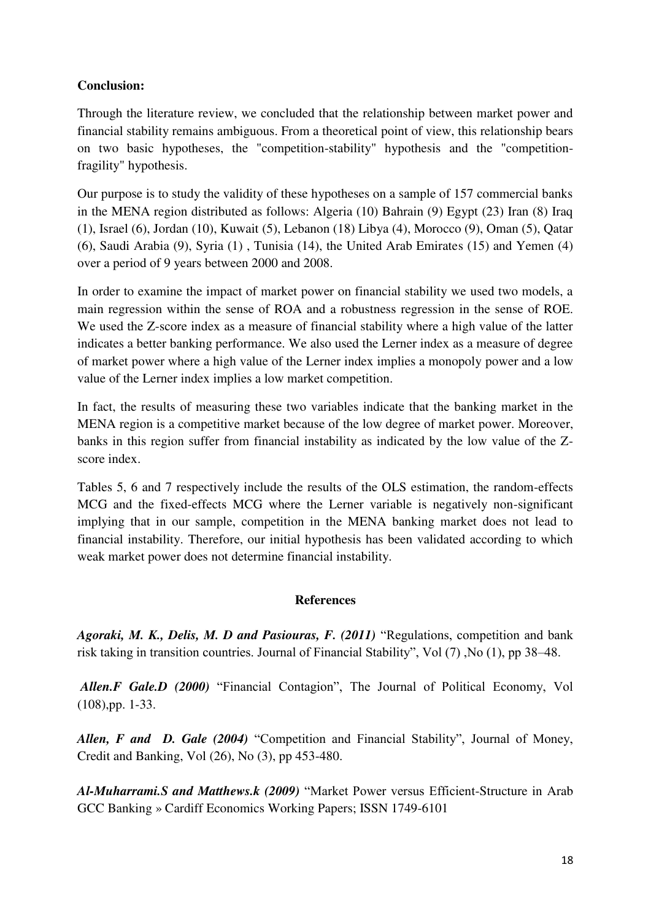**Conclusion:**

Through the literature review, we concluded that the relationship between market power and financial stability remains ambiguous. From a theoretical point of view, this relationship bears on two basic hypotheses, the "competition-stability" hypothesis and the "competition-fragility" hypothesis.

Our purpose is to study the validity of these hypotheses on a sample of 157 commercial banks in the MENA region distributed as follows: Algeria (10) Bahrain (9) Egypt (23) Iran (8) Iraq (1), Israel (6), Jordan (10), Kuwait (5), Lebanon (18) Libya (4), Morocco (9), Oman (5), Qatar (6), Saudi Arabia (9), Syria (1) , Tunisia (14), the United Arab Emirates (15) and Yemen (4) over a period of 9 years between 2000 and 2008.

In order to examine the impact of market power on financial stability we used two models, a main regression within the sense of ROA and a robustness regression in the sense of ROE. We used the Z-score index as a measure of financial stability where a high value of the latter indicates a better banking performance. We also used the Lerner index as a measure of degree of market power where a high value of the Lerner index implies a monopoly power and a low value of the Lerner index implies a low market competition.

In fact, the results of measuring these two variables indicate that the banking market in the MENA region is a competitive market because of the low degree of market power. Moreover, banks in this region suffer from financial instability as indicated by the low value of the Z-score index.

Tables 5, 6 and 7 respectively include the results of the OLS estimation, the random-effects MCG and the fixed-effects MCG where the Lerner variable is negatively non-significant implying that in our sample, competition in the MENA banking market does not lead to financial instability. Therefore, our initial hypothesis has been validated according to which weak market power does not determine financial instability.

## References

***Agoraki, M. K., Delis, M. D and Pasiouras, F. (2011)*** "Regulations, competition and bank risk taking in transition countries. Journal of Financial Stability", Vol (7) ,No (1), pp 38–48.

***Allen.F Gale.D (2000)*** "Financial Contagion", The Journal of Political Economy, Vol (108),pp. 1-33.

***Allen, F and D. Gale (2004)*** "Competition and Financial Stability", Journal of Money, Credit and Banking, Vol (26), No (3), pp 453-480.

***Al-Muharrami.S and Matthews.k (2009)*** "Market Power versus Efficient-Structure in Arab GCC Banking » Cardiff Economics Working Papers; ISSN 1749-6101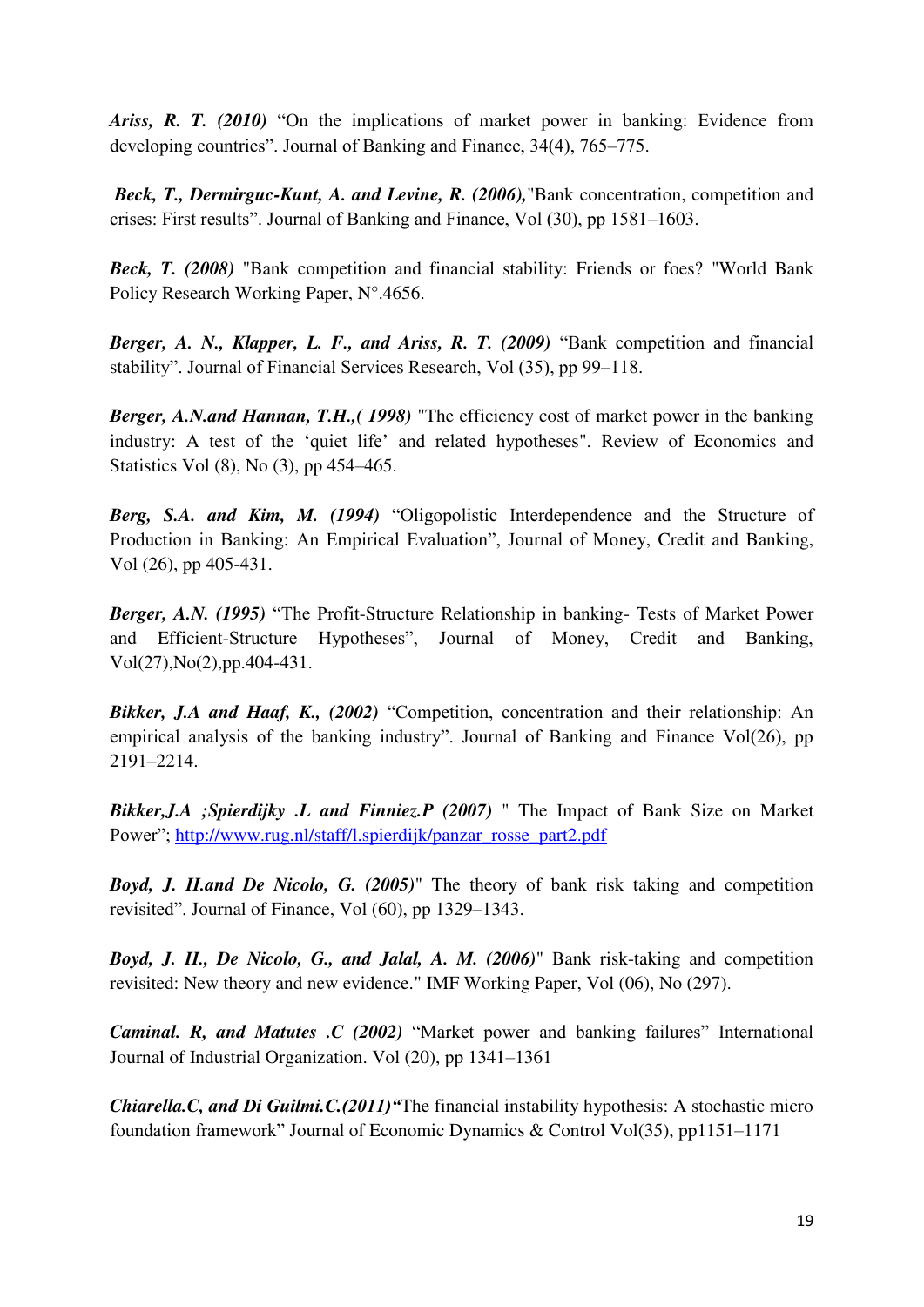***Ariss, R. T. (2010)*** “On the implications of market power in banking: Evidence from developing countries”. Journal of Banking and Finance, 34(4), 765–775.

***Beck, T., Dermirguc-Kunt, A. and Levine, R. (2006),***"Bank concentration, competition and crises: First results”. Journal of Banking and Finance, Vol (30), pp 1581–1603.

***Beck, T. (2008)*** "Bank competition and financial stability: Friends or foes? "World Bank Policy Research Working Paper, N°.4656.

***Berger, A. N., Klapper, L. F., and Ariss, R. T. (2009)*** “Bank competition and financial stability”. Journal of Financial Services Research, Vol (35), pp 99–118.

***Berger, A.N.and Hannan, T.H.,( 1998)*** "The efficiency cost of market power in the banking industry: A test of the ‘quiet life’ and related hypotheses". Review of Economics and Statistics Vol (8), No (3), pp 454–465.

***Berg, S.A. and Kim, M. (1994)*** “Oligopolistic Interdependence and the Structure of Production in Banking: An Empirical Evaluation”, Journal of Money, Credit and Banking, Vol (26), pp 405-431.

***Berger, A.N. (1995)*** “The Profit-Structure Relationship in banking- Tests of Market Power and Efficient-Structure Hypotheses”, Journal of Money, Credit and Banking, Vol(27),No(2),pp.404-431.

***Bikker, J.A and Haaf, K., (2002)*** “Competition, concentration and their relationship: An empirical analysis of the banking industry”. Journal of Banking and Finance Vol(26), pp 2191–2214.

***Bikker,J.A ;Spierdijky .L and Finniez.P (2007)*** " The Impact of Bank Size on Market Power”; http://www.rug.nl/staff/l.spierdijk/panzar_rosse_part2.pdf

***Boyd, J. H.and De Nicolo, G. (2005)***" The theory of bank risk taking and competition revisited”. Journal of Finance, Vol (60), pp 1329–1343.

***Boyd, J. H., De Nicolo, G., and Jalal, A. M. (2006)***" Bank risk-taking and competition revisited: New theory and new evidence." IMF Working Paper, Vol (06), No (297).

***Caminal. R, and Matutes .C (2002)*** “Market power and banking failures” International Journal of Industrial Organization. Vol (20), pp 1341–1361

***Chiarella.C, and Di Guilmi.C.(2011)“***The financial instability hypothesis: A stochastic micro foundation framework” Journal of Economic Dynamics & Control Vol(35), pp1151–1171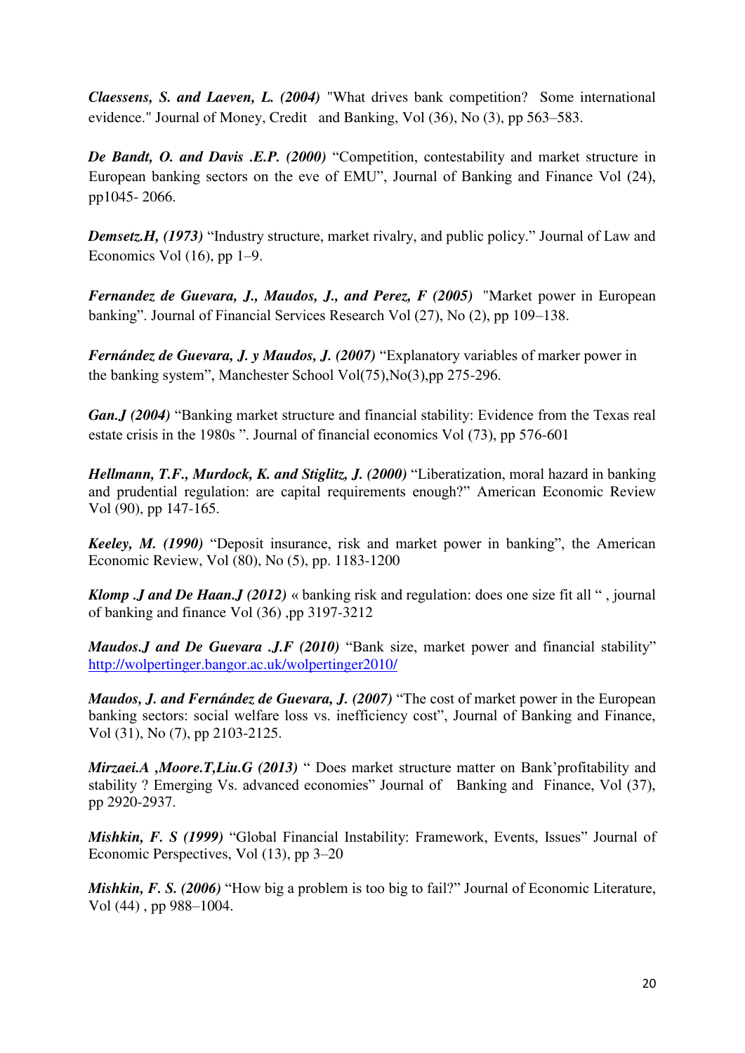***Claessens, S. and Laeven, L. (2004)*** "What drives bank competition? Some international evidence." Journal of Money, Credit and Banking, Vol (36), No (3), pp 563–583.

***De Bandt, O. and Davis .E.P. (2000)*** "Competition, contestability and market structure in European banking sectors on the eve of EMU", Journal of Banking and Finance Vol (24), pp1045- 2066.

***Demsetz.H, (1973)*** "Industry structure, market rivalry, and public policy." Journal of Law and Economics Vol (16), pp 1–9.

***Fernandez de Guevara, J., Maudos, J., and Perez, F (2005)*** "Market power in European banking". Journal of Financial Services Research Vol (27), No (2), pp 109–138.

***Fernández de Guevara, J. y Maudos, J. (2007)*** "Explanatory variables of marker power in the banking system", Manchester School Vol(75),No(3),pp 275-296.

***Gan.J (2004)*** "Banking market structure and financial stability: Evidence from the Texas real estate crisis in the 1980s ". Journal of financial economics Vol (73), pp 576-601

***Hellmann, T.F., Murdock, K. and Stiglitz, J. (2000)*** "Liberatization, moral hazard in banking and prudential regulation: are capital requirements enough?" American Economic Review Vol (90), pp 147-165.

***Keeley, M. (1990)*** "Deposit insurance, risk and market power in banking", the American Economic Review, Vol (80), No (5), pp. 1183-1200

***Klomp .J and De Haan.J (2012)*** « banking risk and regulation: does one size fit all " , journal of banking and finance Vol (36) ,pp 3197-3212

***Maudos.J and De Guevara .J.F (2010)*** "Bank size, market power and financial stability" http://wolpertinger.bangor.ac.uk/wolpertinger2010/

***Maudos, J. and Fernández de Guevara, J. (2007)*** "The cost of market power in the European banking sectors: social welfare loss vs. inefficiency cost", Journal of Banking and Finance, Vol (31), No (7), pp 2103-2125.

***Mirzaei.A ,Moore.T,Liu.G (2013)*** " Does market structure matter on Bank'profitability and stability ? Emerging Vs. advanced economies" Journal of Banking and Finance, Vol (37), pp 2920-2937.

***Mishkin, F. S (1999)*** "Global Financial Instability: Framework, Events, Issues" Journal of Economic Perspectives, Vol (13), pp 3–20

***Mishkin, F. S. (2006)*** "How big a problem is too big to fail?" Journal of Economic Literature, Vol (44) , pp 988–1004.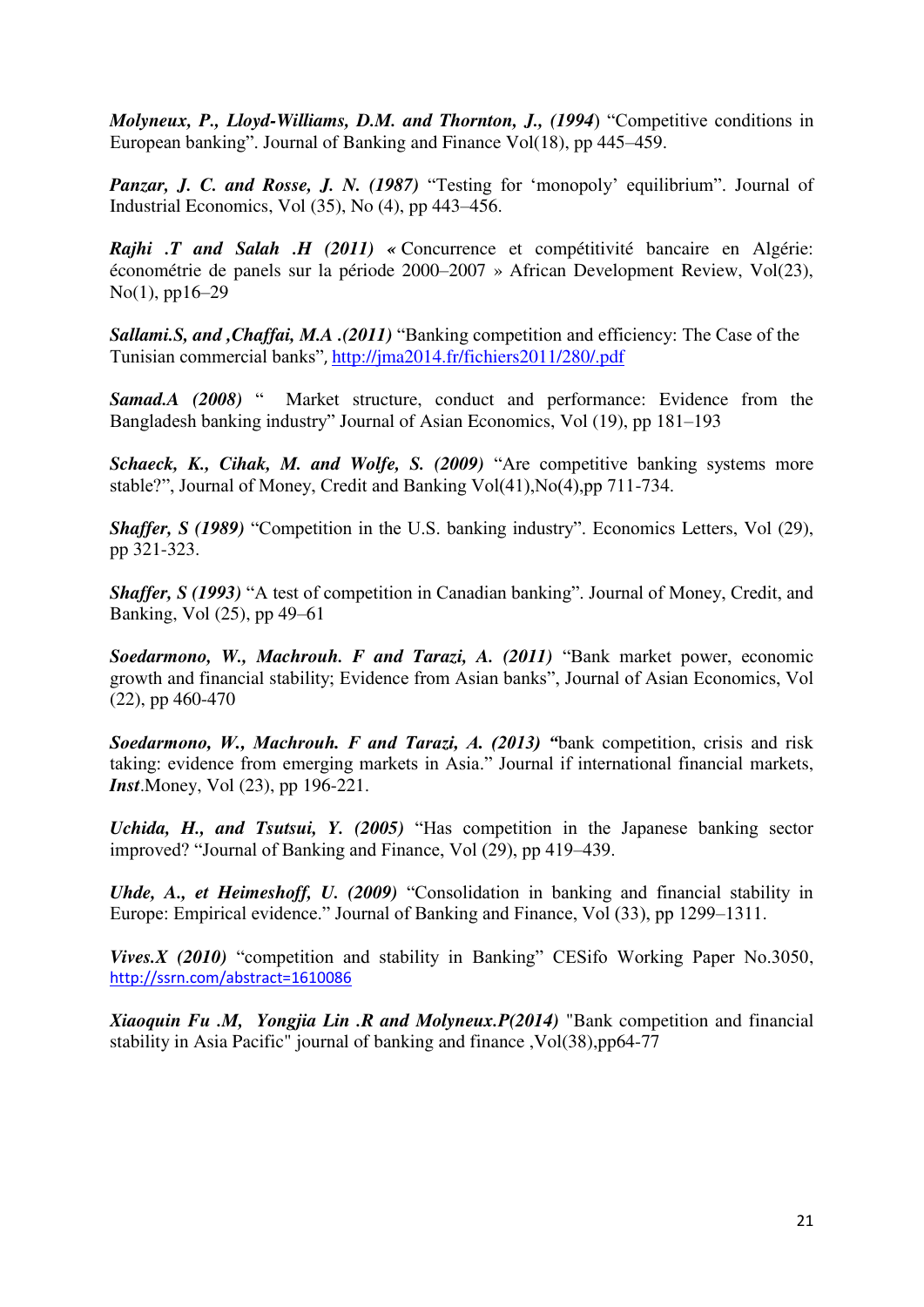***Molyneux, P., Lloyd-Williams, D.M. and Thornton, J., (1994***) "Competitive conditions in European banking". Journal of Banking and Finance Vol(18), pp 445–459.

***Panzar, J. C. and Rosse, J. N. (1987)*** "Testing for 'monopoly' equilibrium". Journal of Industrial Economics, Vol (35), No (4), pp 443–456.

***Rajhi .T and Salah .H (2011) «*** Concurrence et compétitivité bancaire en Algérie: économétrie de panels sur la période 2000–2007 » African Development Review, Vol(23), No(1), pp16–29

***Sallami.S, and ,Chaffai, M.A .(2011)*** "Banking competition and efficiency: The Case of the Tunisian commercial banks", http://jma2014.fr/fichiers2011/280/.pdf

***Samad.A (2008)*** " Market structure, conduct and performance: Evidence from the Bangladesh banking industry" Journal of Asian Economics, Vol (19), pp 181–193

***Schaeck, K., Cihak, M. and Wolfe, S. (2009)*** "Are competitive banking systems more stable?", Journal of Money, Credit and Banking Vol(41),No(4),pp 711-734.

***Shaffer, S (1989)*** "Competition in the U.S. banking industry". Economics Letters, Vol (29), pp 321-323.

***Shaffer, S (1993)*** "A test of competition in Canadian banking". Journal of Money, Credit, and Banking, Vol (25), pp 49–61

***Soedarmono, W., Machrouh. F and Tarazi, A. (2011)*** "Bank market power, economic growth and financial stability; Evidence from Asian banks", Journal of Asian Economics, Vol (22), pp 460-470

***Soedarmono, W., Machrouh. F and Tarazi, A. (2013) "***bank competition, crisis and risk taking: evidence from emerging markets in Asia." Journal if international financial markets, ***Inst***.Money, Vol (23), pp 196-221.

***Uchida, H., and Tsutsui, Y. (2005)*** "Has competition in the Japanese banking sector improved? "Journal of Banking and Finance, Vol (29), pp 419–439.

***Uhde, A., et Heimeshoff, U. (2009)*** "Consolidation in banking and financial stability in Europe: Empirical evidence." Journal of Banking and Finance, Vol (33), pp 1299–1311.

***Vives.X (2010)*** "competition and stability in Banking" CESifo Working Paper No.3050, http://ssrn.com/abstract=1610086

***Xiaoquin Fu .M, Yongjia Lin .R and Molyneux.P(2014)*** "Bank competition and financial stability in Asia Pacific" journal of banking and finance ,Vol(38),pp64-77